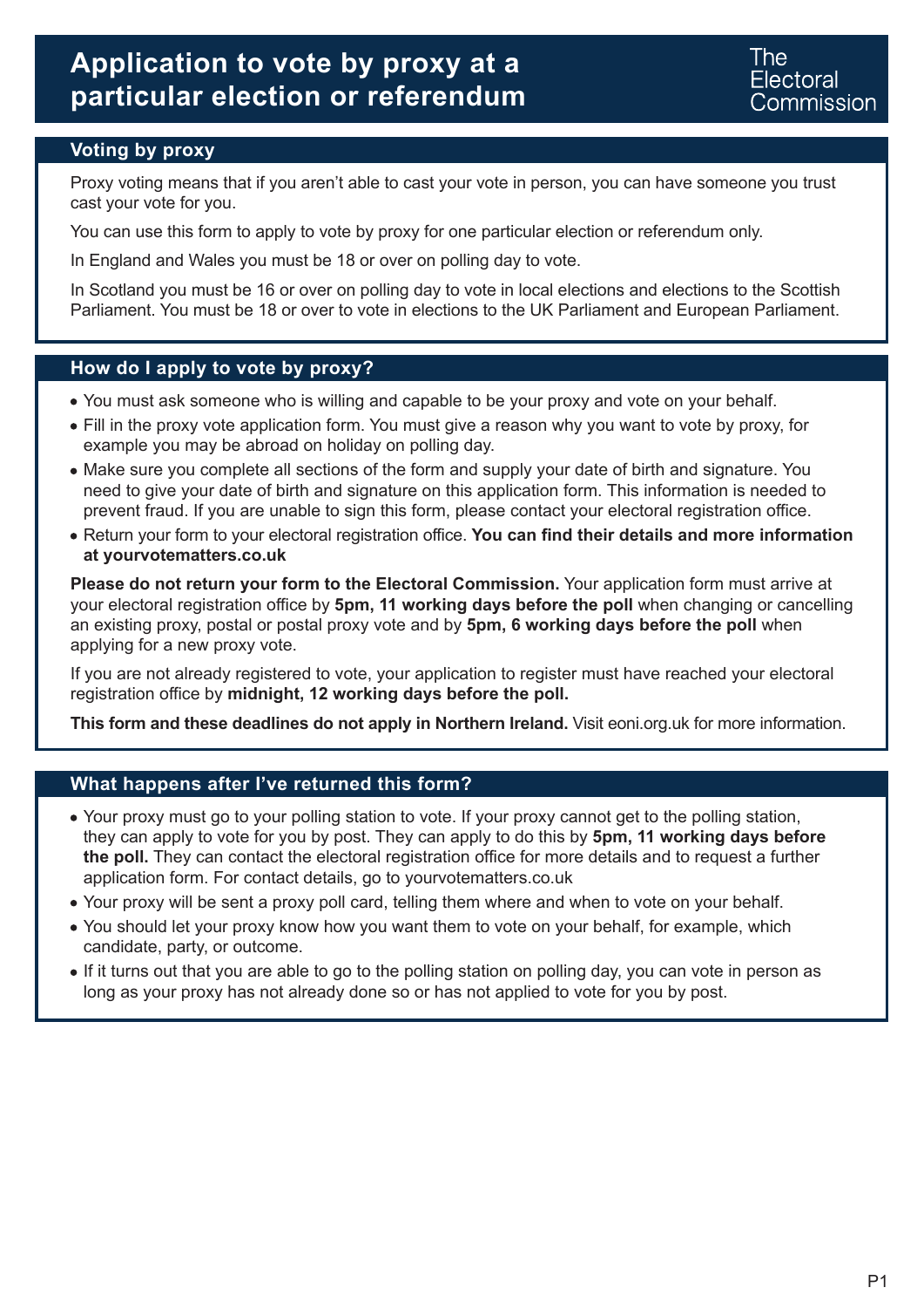# Application to vote by proxy at a particular election or referendum

The Electoral Commission

## Voting by proxy

Proxy voting means that if you aren't able to cast your vote in person, you can have someone you trust cast your vote for you.

You can use this form to apply to vote by proxy for one particular election or referendum only.

In England and Wales you must be 18 or over on polling day to vote.

In Scotland you must be 16 or over on polling day to vote in local elections and elections to the Scottish Parliament. You must be 18 or over to vote in elections to the UK Parliament and European Parliament.

## How do I apply to vote by proxy?

- You must ask someone who is willing and capable to be your proxy and vote on your behalf.
- Fill in the proxy vote application form. You must give a reason why you want to vote by proxy, for example you may be abroad on holiday on polling day.
- Make sure you complete all sections of the form and supply your date of birth and signature. You need to give your date of birth and signature on this application form. This information is needed to prevent fraud. If you are unable to sign this form, please contact your electoral registration office.
- Return your form to your electoral registration office. **You can find their details and more information at yourvotematters.co.uk**

**Please do not return your form to the Electoral Commission.** Your application form must arrive at your electoral registration office by **5pm, 11 working days before the poll** when changing or cancelling an existing proxy, postal or postal proxy vote and by **5pm, 6 working days before the poll** when applying for a new proxy vote.

If you are not already registered to vote, your application to register must have reached your electoral registration office by **midnight, 12 working days before the poll.**

**This form and these deadlines do not apply in Northern Ireland.** Visit eoni.org.uk for more information.

## What happens after I've returned this form?

- Your proxy must go to your polling station to vote. If your proxy cannot get to the polling station, they can apply to vote for you by post. They can apply to do this by **5pm, 11 working days before the poll.** They can contact the electoral registration office for more details and to request a further application form. For contact details, go to yourvotematters.co.uk
- Your proxy will be sent a proxy poll card, telling them where and when to vote on your behalf.
- You should let your proxy know how you want them to vote on your behalf, for example, which candidate, party, or outcome.
- If it turns out that you are able to go to the polling station on polling day, you can vote in person as long as your proxy has not already done so or has not applied to vote for you by post.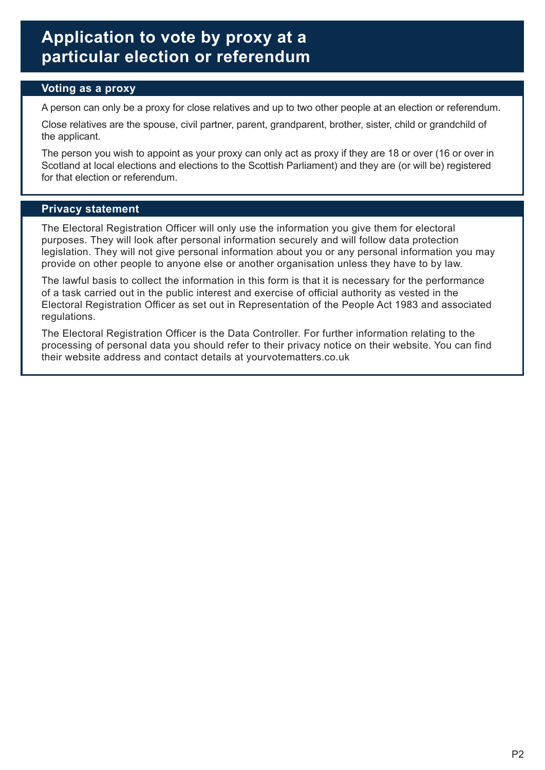# Application to vote by proxy at a particular election or referendum

## Voting as a proxy

A person can only be a proxy for close relatives and up to two other people at an election or referendum.

Close relatives are the spouse, civil partner, parent, grandparent, brother, sister, child or grandchild of the applicant.

The person you wish to appoint as your proxy can only act as proxy if they are 18 or over (16 or over in Scotland at local elections and elections to the Scottish Parliament) and they are (or will be) registered for that election or referendum.

## Privacy statement

The Electoral Registration Officer will only use the information you give them for electoral purposes. They will look after personal information securely and will follow data protection legislation. They will not give personal information about you or any personal information you may provide on other people to anyone else or another organisation unless they have to by law.

The lawful basis to collect the information in this form is that it is necessary for the performance of a task carried out in the public interest and exercise of official authority as vested in the Electoral Registration Officer as set out in Representation of the People Act 1983 and associated regulations.

The Electoral Registration Officer is the Data Controller. For further information relating to the processing of personal data you should refer to their privacy notice on their website. You can find their website address and contact details at yourvotematters.co.uk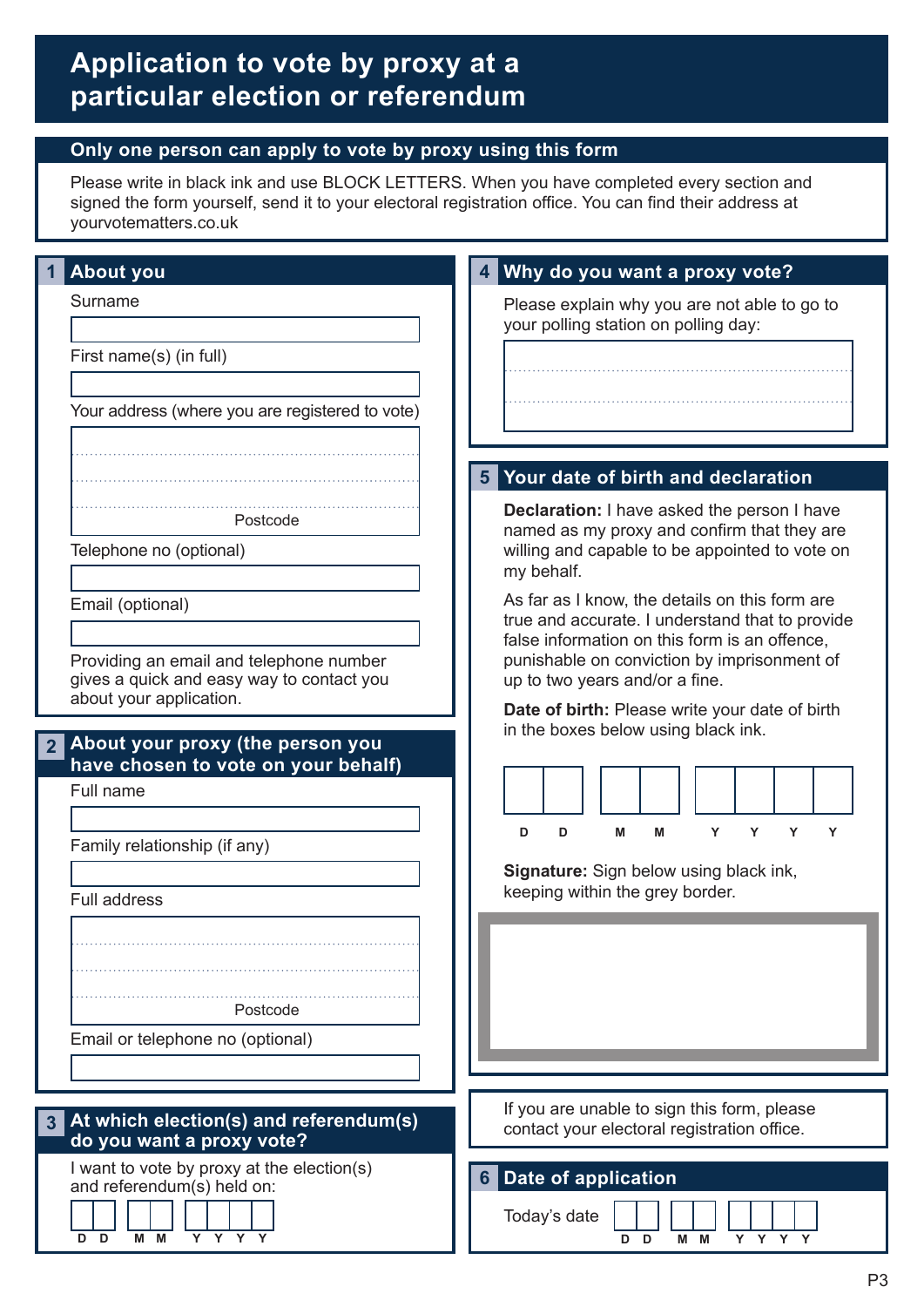# Application to vote by proxy at a particular election or referendum

## Only one person can apply to vote by proxy using this form

Please write in black ink and use BLOCK LETTERS. When you have completed every section and signed the form yourself, send it to your electoral registration office. You can find their address at yourvotematters.co.uk

## 1 About you

Surname

First name(s) (in full)

Your address (where you are registered to vote)

Postcode

Telephone no (optional)

Email (optional)

Providing an email and telephone number gives a quick and easy way to contact you about your application.

## 2 About your proxy (the person you have chosen to vote on your behalf)

Full name

Family relationship (if any)

Full address

Postcode

Email or telephone no (optional)

## 3 At which election(s) and referendum(s) do you want a proxy vote?

I want to vote by proxy at the election(s) and referendum(s) held on:

D D M M Y Y Y Y

## 4 Why do you want a proxy vote?

Please explain why you are not able to go to your polling station on polling day:

## 5 Your date of birth and declaration

**Declaration:** I have asked the person I have named as my proxy and confirm that they are willing and capable to be appointed to vote on my behalf.

As far as I know, the details on this form are true and accurate. I understand that to provide false information on this form is an offence, punishable on conviction by imprisonment of up to two years and/or a fine.

**Date of birth:** Please write your date of birth in the boxes below using black ink.

D D M M Y Y Y Y

**Signature:** Sign below using black ink, keeping within the grey border.

If you are unable to sign this form, please contact your electoral registration office.

## 6 Date of application

Today's date

D D M M Y Y Y Y